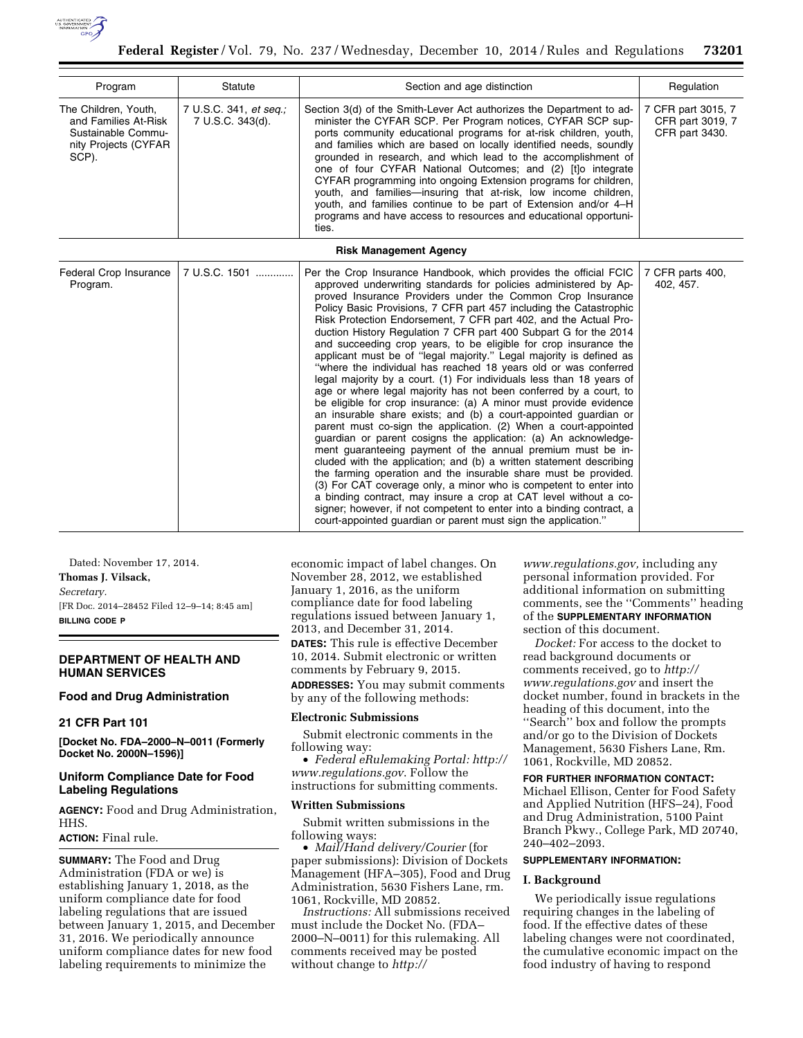| Program | Statute | Section and age distinction | Regulation |
|---|---|---|---|
| The Children, Youth, and Families At-Risk Sustainable Community Projects (CYFAR SCP). | 7 U.S.C. 341, *et seq.;* 7 U.S.C. 343(d). | Section 3(d) of the Smith-Lever Act authorizes the Department to administer the CYFAR SCP. Per Program notices, CYFAR SCP supports community educational programs for at-risk children, youth, and families which are based on locally identified needs, soundly grounded in research, and which lead to the accomplishment of one of four CYFAR National Outcomes; and (2) [t]o integrate CYFAR programming into ongoing Extension programs for children, youth, and families—insuring that at-risk, low income children, youth, and families continue to be part of Extension and/or 4–H programs and have access to resources and educational opportunities. | 7 CFR part 3015, 7 CFR part 3019, 7 CFR part 3430. |
| | | **Risk Management Agency** | |
| Federal Crop Insurance Program. | 7 U.S.C. 1501 ............ | Per the Crop Insurance Handbook, which provides the official FCIC approved underwriting standards for policies administered by Approved Insurance Providers under the Common Crop Insurance Policy Basic Provisions, 7 CFR part 457 including the Catastrophic Risk Protection Endorsement, 7 CFR part 402, and the Actual Production History Regulation 7 CFR part 400 Subpart G for the 2014 and succeeding crop years, to be eligible for crop insurance the applicant must be of "legal majority." Legal majority is defined as "where the individual has reached 18 years old or was conferred legal majority by a court. (1) For individuals less than 18 years of age or where legal majority has not been conferred by a court, to be eligible for crop insurance: (a) A minor must provide evidence an insurable share exists; and (b) a court-appointed guardian or parent must co-sign the application. (2) When a court-appointed guardian or parent cosigns the application: (a) An acknowledgement guaranteeing payment of the annual premium must be included with the application; and (b) a written statement describing the farming operation and the insurable share must be provided. (3) For CAT coverage only, a minor who is competent to enter into a binding contract, may insure a crop at CAT level without a co-signer; however, if not competent to enter into a binding contract, a court-appointed guardian or parent must sign the application." | 7 CFR parts 400, 402, 457. |

Dated: November 17, 2014.

**Thomas J. Vilsack,**

*Secretary.*

[FR Doc. 2014–28452 Filed 12–9–14; 8:45 am]

**BILLING CODE P**

## DEPARTMENT OF HEALTH AND HUMAN SERVICES

### Food and Drug Administration

### 21 CFR Part 101

**[Docket No. FDA–2000–N–0011 (Formerly Docket No. 2000N–1596)]**

### Uniform Compliance Date for Food Labeling Regulations

**AGENCY:** Food and Drug Administration, HHS.

**ACTION:** Final rule.

**SUMMARY:** The Food and Drug Administration (FDA or we) is establishing January 1, 2018, as the uniform compliance date for food labeling regulations that are issued between January 1, 2015, and December 31, 2016. We periodically announce uniform compliance dates for new food labeling requirements to minimize the economic impact of label changes. On November 28, 2012, we established January 1, 2016, as the uniform compliance date for food labeling regulations issued between January 1, 2013, and December 31, 2014.

**DATES:** This rule is effective December 10, 2014. Submit electronic or written comments by February 9, 2015.

**ADDRESSES:** You may submit comments by any of the following methods:

**Electronic Submissions**

Submit electronic comments in the following way:

- *Federal eRulemaking Portal: http://www.regulations.gov*. Follow the instructions for submitting comments.

**Written Submissions**

Submit written submissions in the following ways:

- *Mail/Hand delivery/Courier* (for paper submissions): Division of Dockets Management (HFA–305), Food and Drug Administration, 5630 Fishers Lane, rm. 1061, Rockville, MD 20852.

*Instructions:* All submissions received must include the Docket No. (FDA–2000–N–0011) for this rulemaking. All comments received may be posted without change to *http://www.regulations.gov,* including any personal information provided. For additional information on submitting comments, see the "Comments" heading of the **SUPPLEMENTARY INFORMATION** section of this document.

*Docket:* For access to the docket to read background documents or comments received, go to *http://www.regulations.gov* and insert the docket number, found in brackets in the heading of this document, into the "Search" box and follow the prompts and/or go to the Division of Dockets Management, 5630 Fishers Lane, Rm. 1061, Rockville, MD 20852.

**FOR FURTHER INFORMATION CONTACT:** Michael Ellison, Center for Food Safety and Applied Nutrition (HFS–24), Food and Drug Administration, 5100 Paint Branch Pkwy., College Park, MD 20740, 240–402–2093.

**SUPPLEMENTARY INFORMATION:**

**I. Background**

We periodically issue regulations requiring changes in the labeling of food. If the effective dates of these labeling changes were not coordinated, the cumulative economic impact on the food industry of having to respond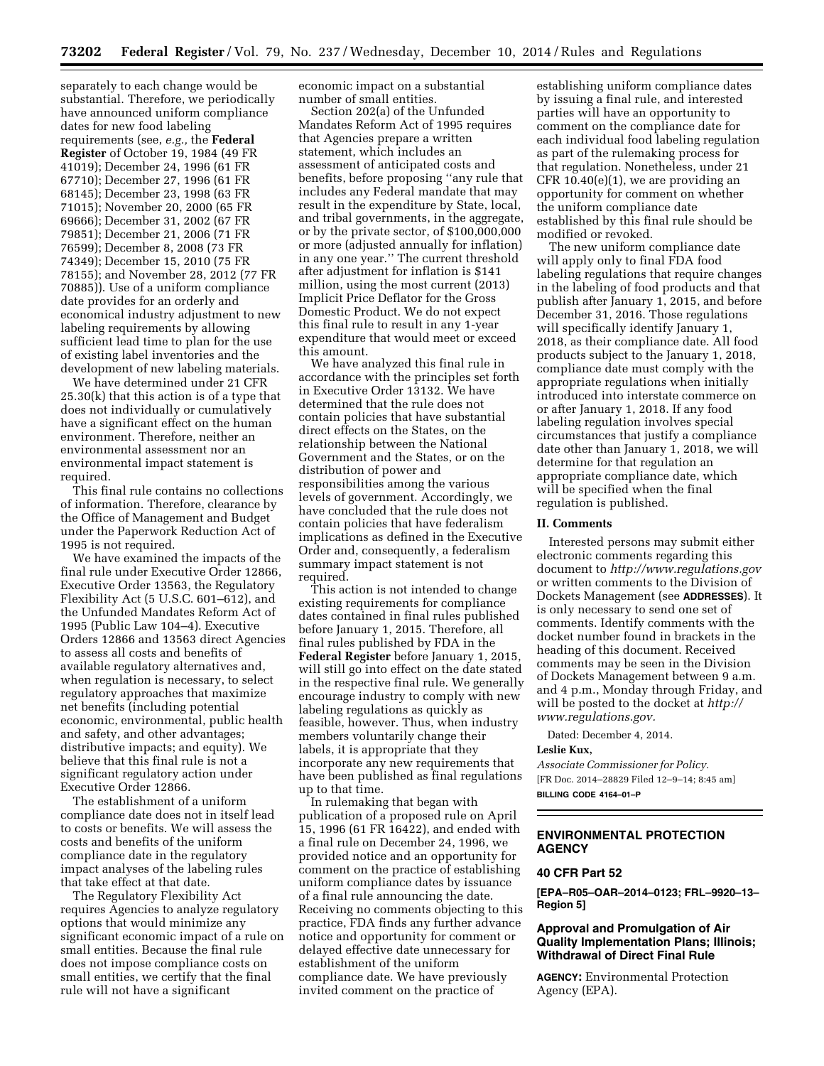separately to each change would be substantial. Therefore, we periodically have announced uniform compliance dates for new food labeling requirements (see, *e.g.,* the **Federal Register** of October 19, 1984 (49 FR 41019); December 24, 1996 (61 FR 67710); December 27, 1996 (61 FR 68145); December 23, 1998 (63 FR 71015); November 20, 2000 (65 FR 69666); December 31, 2002 (67 FR 79851); December 21, 2006 (71 FR 76599); December 8, 2008 (73 FR 74349); December 15, 2010 (75 FR 78155); and November 28, 2012 (77 FR 70885)). Use of a uniform compliance date provides for an orderly and economical industry adjustment to new labeling requirements by allowing sufficient lead time to plan for the use of existing label inventories and the development of new labeling materials.

We have determined under 21 CFR 25.30(k) that this action is of a type that does not individually or cumulatively have a significant effect on the human environment. Therefore, neither an environmental assessment nor an environmental impact statement is required.

This final rule contains no collections of information. Therefore, clearance by the Office of Management and Budget under the Paperwork Reduction Act of 1995 is not required.

We have examined the impacts of the final rule under Executive Order 12866, Executive Order 13563, the Regulatory Flexibility Act (5 U.S.C. 601–612), and the Unfunded Mandates Reform Act of 1995 (Public Law 104–4). Executive Orders 12866 and 13563 direct Agencies to assess all costs and benefits of available regulatory alternatives and, when regulation is necessary, to select regulatory approaches that maximize net benefits (including potential economic, environmental, public health and safety, and other advantages; distributive impacts; and equity). We believe that this final rule is not a significant regulatory action under Executive Order 12866.

The establishment of a uniform compliance date does not in itself lead to costs or benefits. We will assess the costs and benefits of the uniform compliance date in the regulatory impact analyses of the labeling rules that take effect at that date.

The Regulatory Flexibility Act requires Agencies to analyze regulatory options that would minimize any significant economic impact of a rule on small entities. Because the final rule does not impose compliance costs on small entities, we certify that the final rule will not have a significant economic impact on a substantial number of small entities.

Section 202(a) of the Unfunded Mandates Reform Act of 1995 requires that Agencies prepare a written statement, which includes an assessment of anticipated costs and benefits, before proposing "any rule that includes any Federal mandate that may result in the expenditure by State, local, and tribal governments, in the aggregate, or by the private sector, of $100,000,000 or more (adjusted annually for inflation) in any one year." The current threshold after adjustment for inflation is $141 million, using the most current (2013) Implicit Price Deflator for the Gross Domestic Product. We do not expect this final rule to result in any 1-year expenditure that would meet or exceed this amount.

We have analyzed this final rule in accordance with the principles set forth in Executive Order 13132. We have determined that the rule does not contain policies that have substantial direct effects on the States, on the relationship between the National Government and the States, or on the distribution of power and responsibilities among the various levels of government. Accordingly, we have concluded that the rule does not contain policies that have federalism implications as defined in the Executive Order and, consequently, a federalism summary impact statement is not required.

This action is not intended to change existing requirements for compliance dates contained in final rules published before January 1, 2015. Therefore, all final rules published by FDA in the **Federal Register** before January 1, 2015, will still go into effect on the date stated in the respective final rule. We generally encourage industry to comply with new labeling regulations as quickly as feasible, however. Thus, when industry members voluntarily change their labels, it is appropriate that they incorporate any new requirements that have been published as final regulations up to that time.

In rulemaking that began with publication of a proposed rule on April 15, 1996 (61 FR 16422), and ended with a final rule on December 24, 1996, we provided notice and an opportunity for comment on the practice of establishing uniform compliance dates by issuance of a final rule announcing the date. Receiving no comments objecting to this practice, FDA finds any further advance notice and opportunity for comment or delayed effective date unnecessary for establishment of the uniform compliance date. We have previously invited comment on the practice of establishing uniform compliance dates by issuing a final rule, and interested parties will have an opportunity to comment on the compliance date for each individual food labeling regulation as part of the rulemaking process for that regulation. Nonetheless, under 21 CFR 10.40(e)(1), we are providing an opportunity for comment on whether the uniform compliance date established by this final rule should be modified or revoked.

The new uniform compliance date will apply only to final FDA food labeling regulations that require changes in the labeling of food products and that publish after January 1, 2015, and before December 31, 2016. Those regulations will specifically identify January 1, 2018, as their compliance date. All food products subject to the January 1, 2018, compliance date must comply with the appropriate regulations when initially introduced into interstate commerce on or after January 1, 2018. If any food labeling regulation involves special circumstances that justify a compliance date other than January 1, 2018, we will determine for that regulation an appropriate compliance date, which will be specified when the final regulation is published.

## II. Comments

Interested persons may submit either electronic comments regarding this document to *http://www.regulations.gov* or written comments to the Division of Dockets Management (see **ADDRESSES**). It is only necessary to send one set of comments. Identify comments with the docket number found in brackets in the heading of this document. Received comments may be seen in the Division of Dockets Management between 9 a.m. and 4 p.m., Monday through Friday, and will be posted to the docket at *http://www.regulations.gov*.

Dated: December 4, 2014.

**Leslie Kux,**

*Associate Commissioner for Policy.*

[FR Doc. 2014–28829 Filed 12–9–14; 8:45 am]

**BILLING CODE 4164–01–P**

---

## ENVIRONMENTAL PROTECTION AGENCY

### 40 CFR Part 52

**[EPA–R05–OAR–2014–0123; FRL–9920–13–Region 5]**

### Approval and Promulgation of Air Quality Implementation Plans; Illinois; Withdrawal of Direct Final Rule

**AGENCY:** Environmental Protection Agency (EPA).